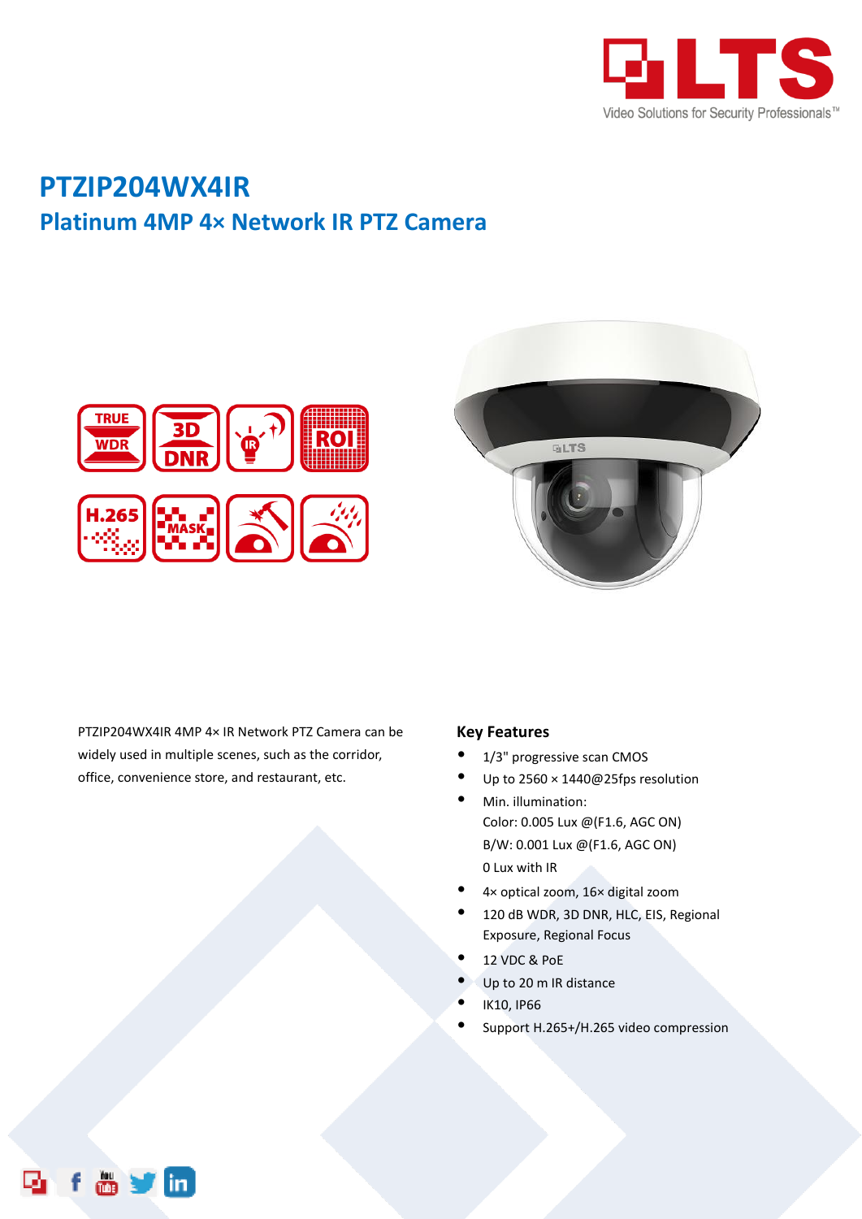# PTZIP204WX4IR

## Platinum 4MP 4× Network IR PTZ Camera

PTZIP204WX4IR 4MP 4× IR Network PTZ Camera can be widely used in multiple scenes, such as the corridor, office, convenience store, and restaurant, etc.

### Key Features

- 1/3" progressive scan CMOS
- Up to 2560 × 1440@25fps resolution
- Min. illumination:
  Color: 0.005 Lux @(F1.6, AGC ON)
  B/W: 0.001 Lux @(F1.6, AGC ON)
  0 Lux with IR
- 4× optical zoom, 16× digital zoom
- 120 dB WDR, 3D DNR, HLC, EIS, Regional Exposure, Regional Focus
- 12 VDC & PoE
- Up to 20 m IR distance
- IK10, IP66
- Support H.265+/H.265 video compression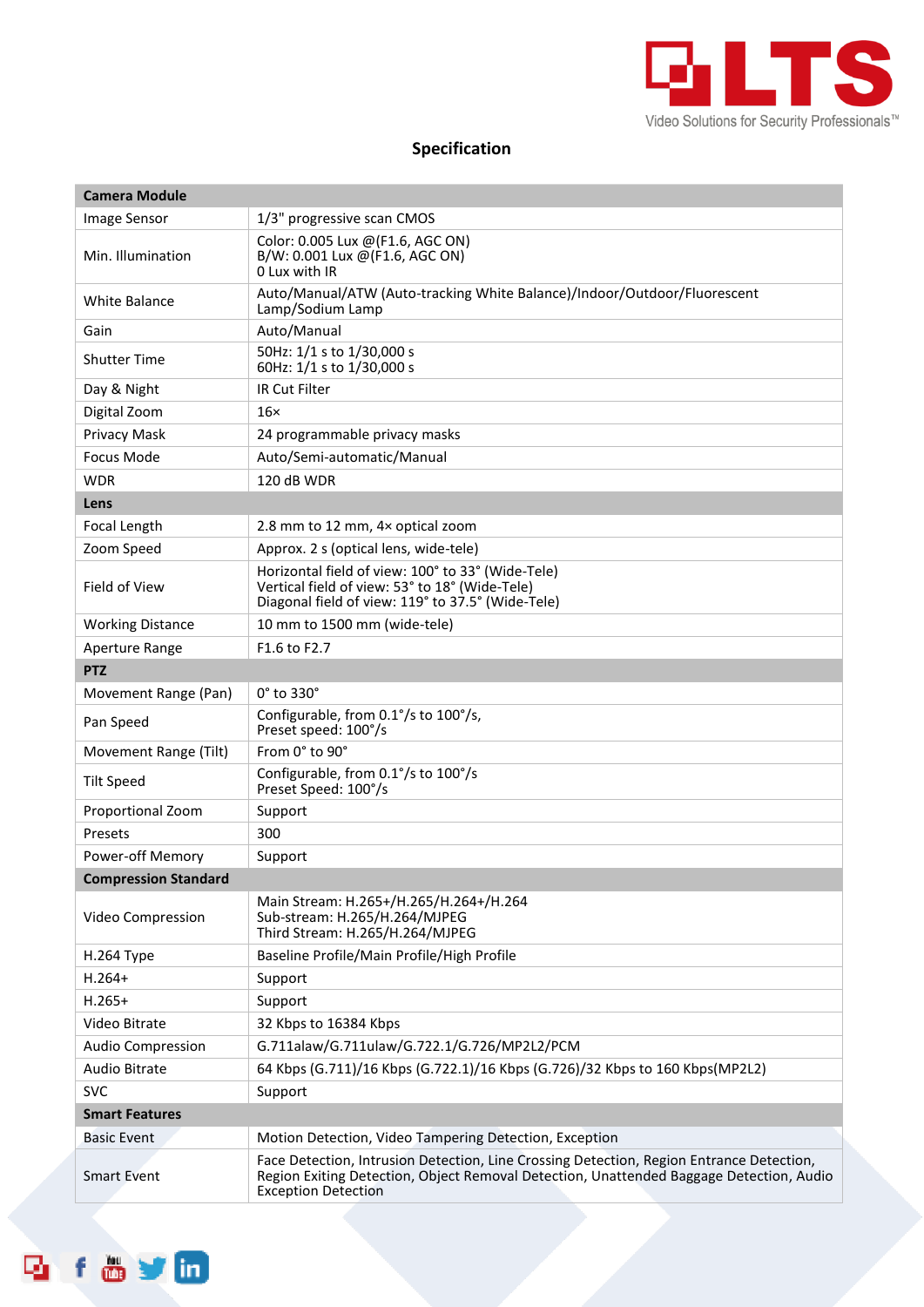## Specification

| Camera Module | |
|---|---|
| Image Sensor | 1/3" progressive scan CMOS |
| Min. Illumination | Color: 0.005 Lux @(F1.6, AGC ON)<br>B/W: 0.001 Lux @(F1.6, AGC ON)<br>0 Lux with IR |
| White Balance | Auto/Manual/ATW (Auto-tracking White Balance)/Indoor/Outdoor/Fluorescent Lamp/Sodium Lamp |
| Gain | Auto/Manual |
| Shutter Time | 50Hz: 1/1 s to 1/30,000 s<br>60Hz: 1/1 s to 1/30,000 s |
| Day & Night | IR Cut Filter |
| Digital Zoom | 16× |
| Privacy Mask | 24 programmable privacy masks |
| Focus Mode | Auto/Semi-automatic/Manual |
| WDR | 120 dB WDR |
| **Lens** | |
| Focal Length | 2.8 mm to 12 mm, 4× optical zoom |
| Zoom Speed | Approx. 2 s (optical lens, wide-tele) |
| Field of View | Horizontal field of view: 100° to 33° (Wide-Tele)<br>Vertical field of view: 53° to 18° (Wide-Tele)<br>Diagonal field of view: 119° to 37.5° (Wide-Tele) |
| Working Distance | 10 mm to 1500 mm (wide-tele) |
| Aperture Range | F1.6 to F2.7 |
| **PTZ** | |
| Movement Range (Pan) | 0° to 330° |
| Pan Speed | Configurable, from 0.1°/s to 100°/s,<br>Preset speed: 100°/s |
| Movement Range (Tilt) | From 0° to 90° |
| Tilt Speed | Configurable, from 0.1°/s to 100°/s<br>Preset Speed: 100°/s |
| Proportional Zoom | Support |
| Presets | 300 |
| Power-off Memory | Support |
| **Compression Standard** | |
| Video Compression | Main Stream: H.265+/H.265/H.264+/H.264<br>Sub-stream: H.265/H.264/MJPEG<br>Third Stream: H.265/H.264/MJPEG |
| H.264 Type | Baseline Profile/Main Profile/High Profile |
| H.264+ | Support |
| H.265+ | Support |
| Video Bitrate | 32 Kbps to 16384 Kbps |
| Audio Compression | G.711alaw/G.711ulaw/G.722.1/G.726/MP2L2/PCM |
| Audio Bitrate | 64 Kbps (G.711)/16 Kbps (G.722.1)/16 Kbps (G.726)/32 Kbps to 160 Kbps(MP2L2) |
| SVC | Support |
| **Smart Features** | |
| Basic Event | Motion Detection, Video Tampering Detection, Exception |
| Smart Event | Face Detection, Intrusion Detection, Line Crossing Detection, Region Entrance Detection, Region Exiting Detection, Object Removal Detection, Unattended Baggage Detection, Audio Exception Detection |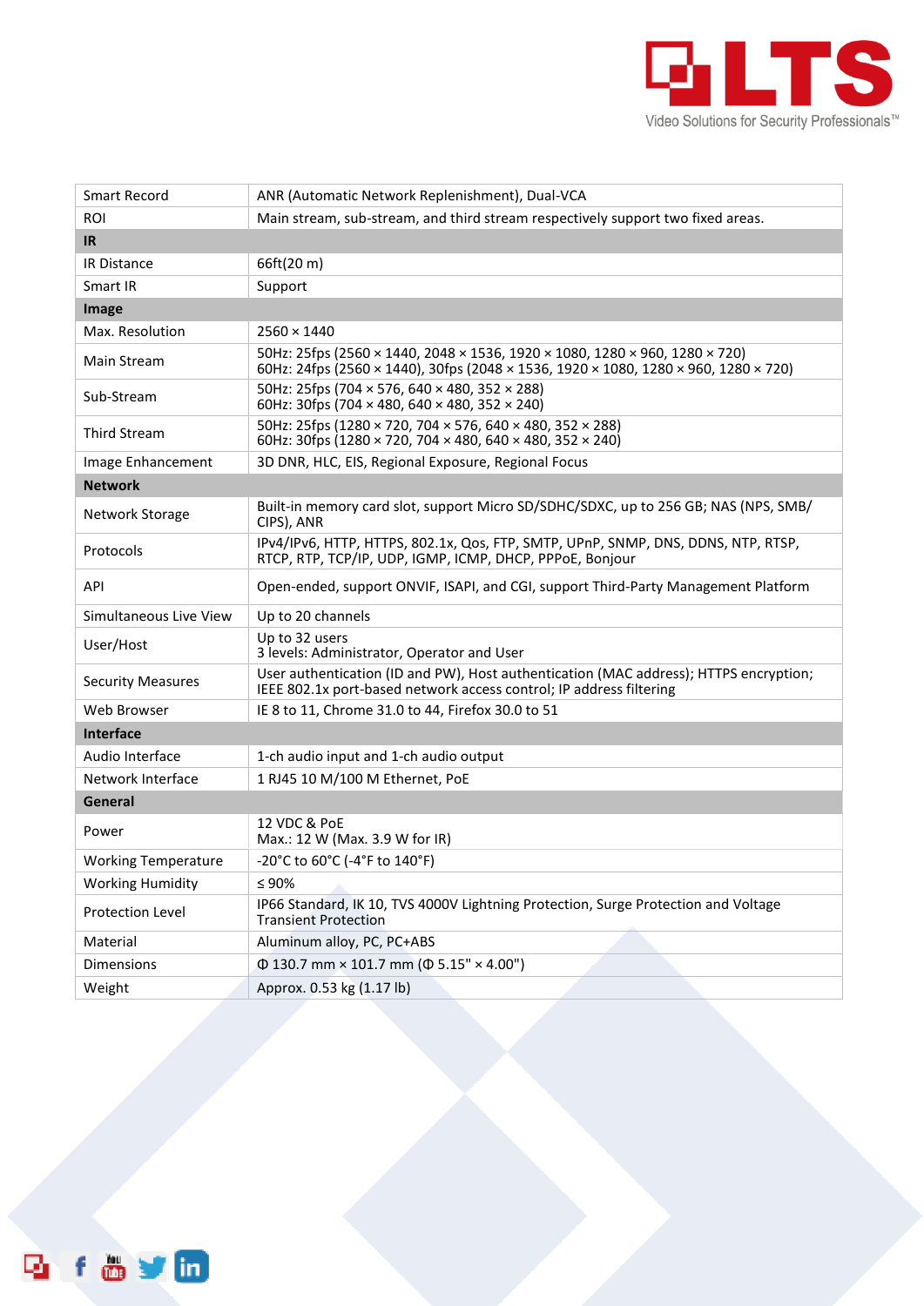| | |
|---|---|
| Smart Record | ANR (Automatic Network Replenishment), Dual-VCA |
| ROI | Main stream, sub-stream, and third stream respectively support two fixed areas. |
| **IR** | |
| IR Distance | 66ft(20 m) |
| Smart IR | Support |
| **Image** | |
| Max. Resolution | 2560 × 1440 |
| Main Stream | 50Hz: 25fps (2560 × 1440, 2048 × 1536, 1920 × 1080, 1280 × 960, 1280 × 720)<br>60Hz: 24fps (2560 × 1440), 30fps (2048 × 1536, 1920 × 1080, 1280 × 960, 1280 × 720) |
| Sub-Stream | 50Hz: 25fps (704 × 576, 640 × 480, 352 × 288)<br>60Hz: 30fps (704 × 480, 640 × 480, 352 × 240) |
| Third Stream | 50Hz: 25fps (1280 × 720, 704 × 576, 640 × 480, 352 × 288)<br>60Hz: 30fps (1280 × 720, 704 × 480, 640 × 480, 352 × 240) |
| Image Enhancement | 3D DNR, HLC, EIS, Regional Exposure, Regional Focus |
| **Network** | |
| Network Storage | Built-in memory card slot, support Micro SD/SDHC/SDXC, up to 256 GB; NAS (NPS, SMB/ CIPS), ANR |
| Protocols | IPv4/IPv6, HTTP, HTTPS, 802.1x, Qos, FTP, SMTP, UPnP, SNMP, DNS, DDNS, NTP, RTSP, RTCP, RTP, TCP/IP, UDP, IGMP, ICMP, DHCP, PPPoE, Bonjour |
| API | Open-ended, support ONVIF, ISAPI, and CGI, support Third-Party Management Platform |
| Simultaneous Live View | Up to 20 channels |
| User/Host | Up to 32 users<br>3 levels: Administrator, Operator and User |
| Security Measures | User authentication (ID and PW), Host authentication (MAC address); HTTPS encryption; IEEE 802.1x port-based network access control; IP address filtering |
| Web Browser | IE 8 to 11, Chrome 31.0 to 44, Firefox 30.0 to 51 |
| **Interface** | |
| Audio Interface | 1-ch audio input and 1-ch audio output |
| Network Interface | 1 RJ45 10 M/100 M Ethernet, PoE |
| **General** | |
| Power | 12 VDC & PoE<br>Max.: 12 W (Max. 3.9 W for IR) |
| Working Temperature | -20°C to 60°C (-4°F to 140°F) |
| Working Humidity | ≤ 90% |
| Protection Level | IP66 Standard, IK 10, TVS 4000V Lightning Protection, Surge Protection and Voltage Transient Protection |
| Material | Aluminum alloy, PC, PC+ABS |
| Dimensions | Φ 130.7 mm × 101.7 mm (Φ 5.15" × 4.00") |
| Weight | Approx. 0.53 kg (1.17 lb) |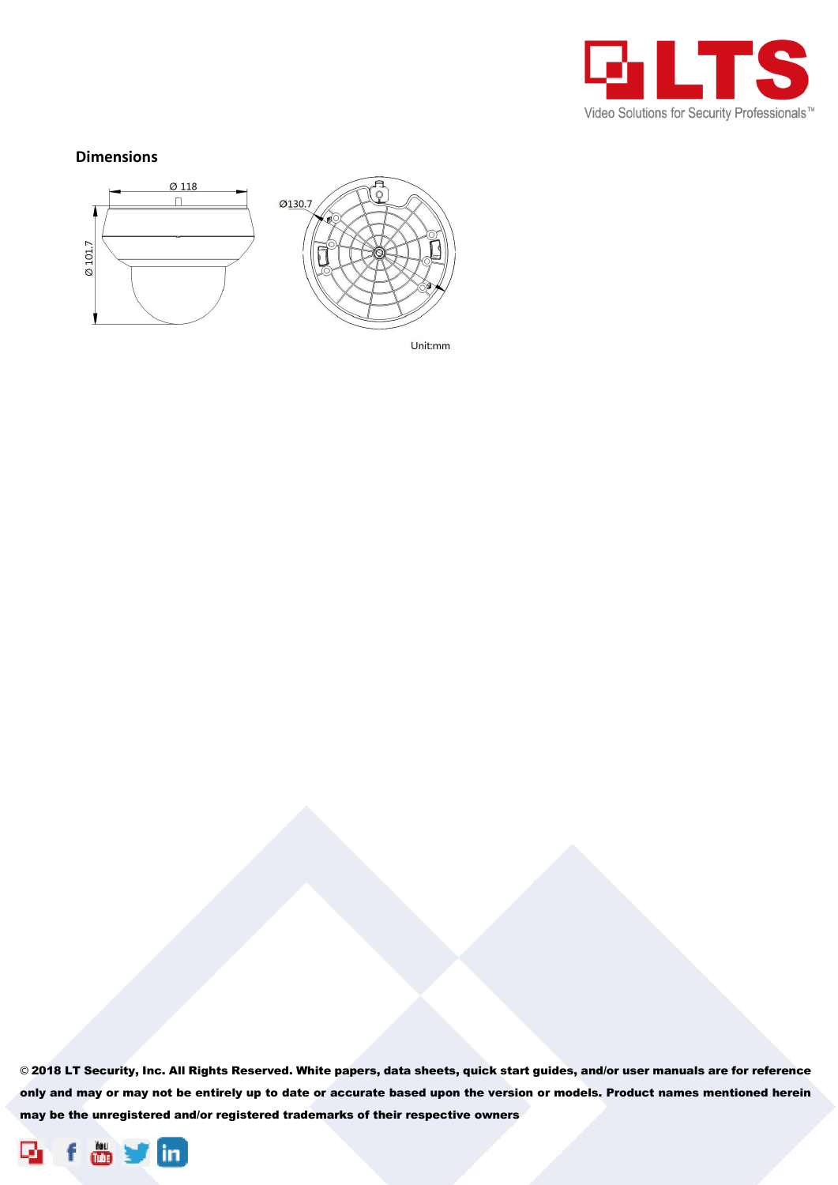## Dimensions

Ø 118

Ø 101.7

Ø130.7

Unit:mm

© 2018 LT Security, Inc. All Rights Reserved. White papers, data sheets, quick start guides, and/or user manuals are for reference only and may or may not be entirely up to date or accurate based upon the version or models. Product names mentioned herein may be the unregistered and/or registered trademarks of their respective owners